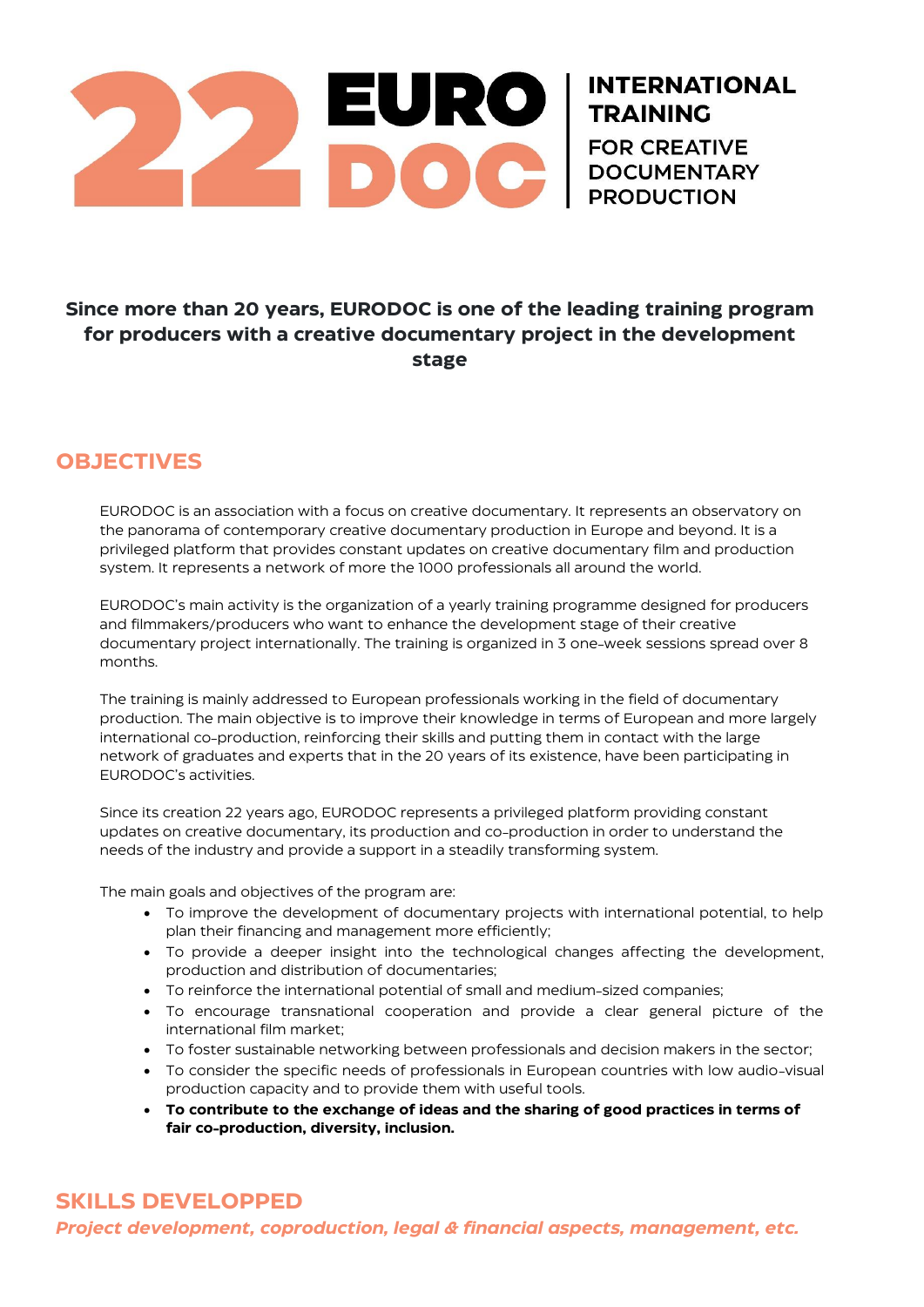# 22 EURO DOC

**INTERNATIONAL TRAINING**
**FOR CREATIVE DOCUMENTARY PRODUCTION**

**Since more than 20 years, EURODOC is one of the leading training program for producers with a creative documentary project in the development stage**

## OBJECTIVES

EURODOC is an association with a focus on creative documentary. It represents an observatory on the panorama of contemporary creative documentary production in Europe and beyond. It is a privileged platform that provides constant updates on creative documentary film and production system. It represents a network of more the 1000 professionals all around the world.

EURODOC's main activity is the organization of a yearly training programme designed for producers and filmmakers/producers who want to enhance the development stage of their creative documentary project internationally. The training is organized in 3 one-week sessions spread over 8 months.

The training is mainly addressed to European professionals working in the field of documentary production. The main objective is to improve their knowledge in terms of European and more largely international co-production, reinforcing their skills and putting them in contact with the large network of graduates and experts that in the 20 years of its existence, have been participating in EURODOC's activities.

Since its creation 22 years ago, EURODOC represents a privileged platform providing constant updates on creative documentary, its production and co-production in order to understand the needs of the industry and provide a support in a steadily transforming system.

The main goals and objectives of the program are:

- To improve the development of documentary projects with international potential, to help plan their financing and management more efficiently;
- To provide a deeper insight into the technological changes affecting the development, production and distribution of documentaries;
- To reinforce the international potential of small and medium-sized companies;
- To encourage transnational cooperation and provide a clear general picture of the international film market;
- To foster sustainable networking between professionals and decision makers in the sector;
- To consider the specific needs of professionals in European countries with low audio-visual production capacity and to provide them with useful tools.
- **To contribute to the exchange of ideas and the sharing of good practices in terms of fair co-production, diversity, inclusion.**

## SKILLS DEVELOPPED

***Project development, coproduction, legal & financial aspects, management, etc.***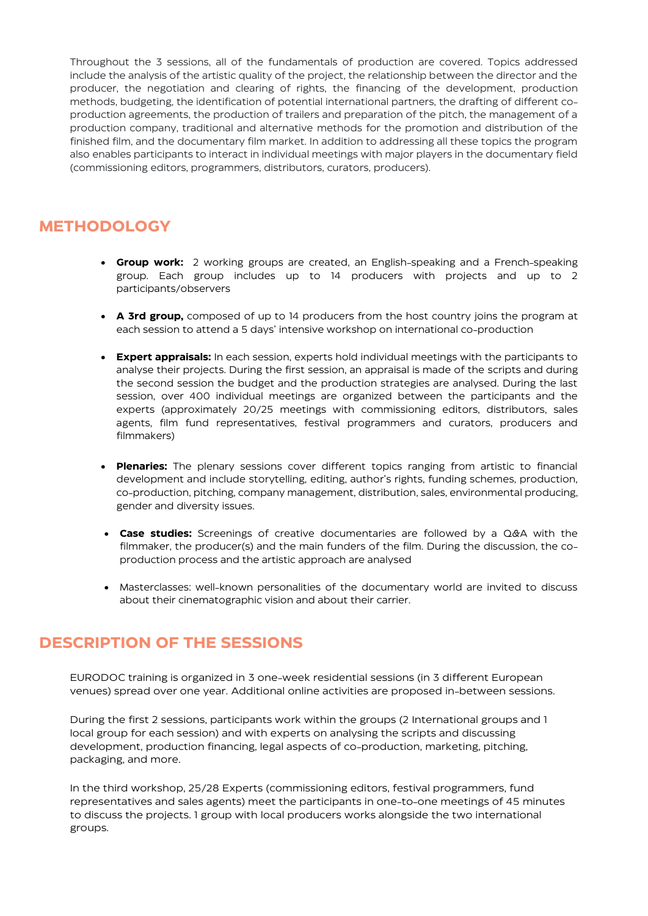Throughout the 3 sessions, all of the fundamentals of production are covered. Topics addressed include the analysis of the artistic quality of the project, the relationship between the director and the producer, the negotiation and clearing of rights, the financing of the development, production methods, budgeting, the identification of potential international partners, the drafting of different co-production agreements, the production of trailers and preparation of the pitch, the management of a production company, traditional and alternative methods for the promotion and distribution of the finished film, and the documentary film market. In addition to addressing all these topics the program also enables participants to interact in individual meetings with major players in the documentary field (commissioning editors, programmers, distributors, curators, producers).

## METHODOLOGY

- **Group work:** 2 working groups are created, an English-speaking and a French-speaking group. Each group includes up to 14 producers with projects and up to 2 participants/observers
- **A 3rd group,** composed of up to 14 producers from the host country joins the program at each session to attend a 5 days' intensive workshop on international co-production
- **Expert appraisals:** In each session, experts hold individual meetings with the participants to analyse their projects. During the first session, an appraisal is made of the scripts and during the second session the budget and the production strategies are analysed. During the last session, over 400 individual meetings are organized between the participants and the experts (approximately 20/25 meetings with commissioning editors, distributors, sales agents, film fund representatives, festival programmers and curators, producers and filmmakers)
- **Plenaries:** The plenary sessions cover different topics ranging from artistic to financial development and include storytelling, editing, author's rights, funding schemes, production, co-production, pitching, company management, distribution, sales, environmental producing, gender and diversity issues.
- **Case studies:** Screenings of creative documentaries are followed by a Q&A with the filmmaker, the producer(s) and the main funders of the film. During the discussion, the co-production process and the artistic approach are analysed
- Masterclasses: well-known personalities of the documentary world are invited to discuss about their cinematographic vision and about their carrier.

## DESCRIPTION OF THE SESSIONS

EURODOC training is organized in 3 one-week residential sessions (in 3 different European venues) spread over one year. Additional online activities are proposed in-between sessions.

During the first 2 sessions, participants work within the groups (2 International groups and 1 local group for each session) and with experts on analysing the scripts and discussing development, production financing, legal aspects of co-production, marketing, pitching, packaging, and more.

In the third workshop, 25/28 Experts (commissioning editors, festival programmers, fund representatives and sales agents) meet the participants in one-to-one meetings of 45 minutes to discuss the projects. 1 group with local producers works alongside the two international groups.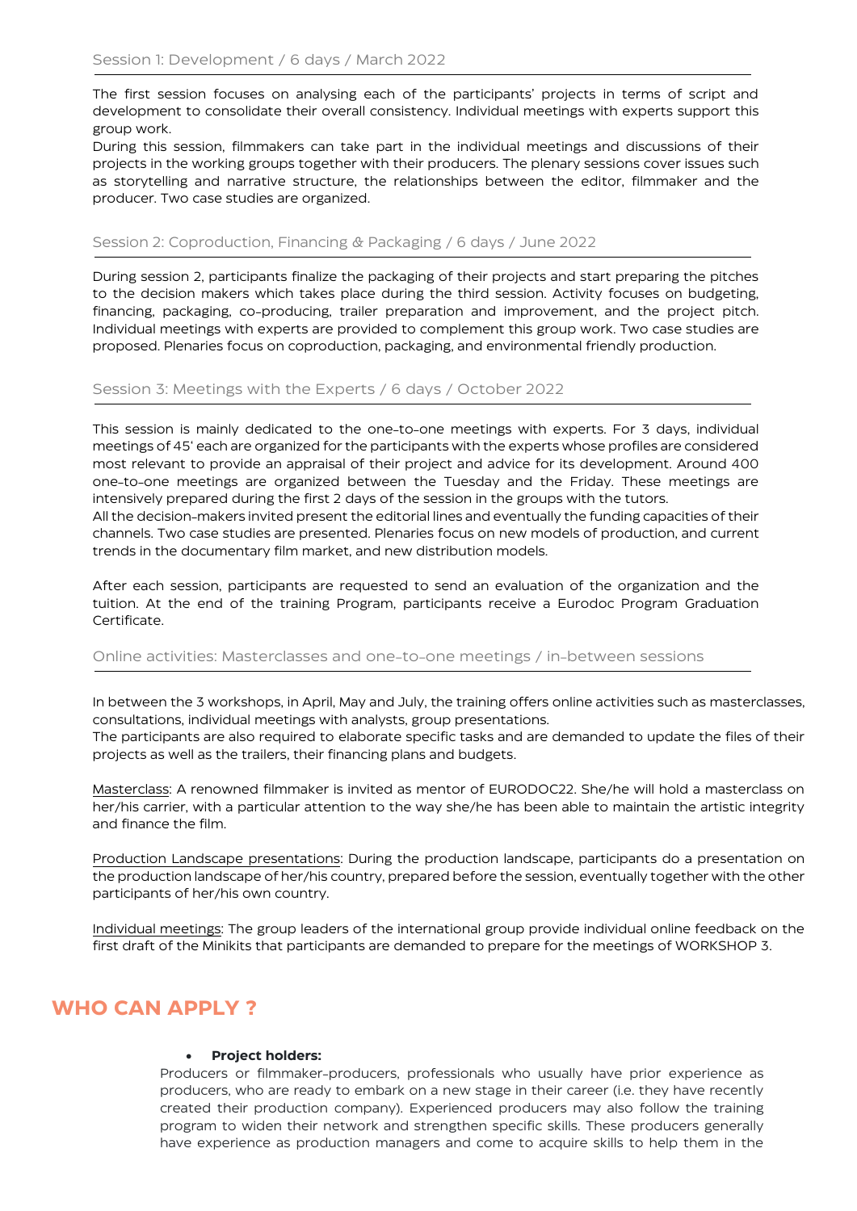### Session 1: Development / 6 days / March 2022

The first session focuses on analysing each of the participants' projects in terms of script and development to consolidate their overall consistency. Individual meetings with experts support this group work.
During this session, filmmakers can take part in the individual meetings and discussions of their projects in the working groups together with their producers. The plenary sessions cover issues such as storytelling and narrative structure, the relationships between the editor, filmmaker and the producer. Two case studies are organized.

### Session 2: Coproduction, Financing & Packaging / 6 days / June 2022

During session 2, participants finalize the packaging of their projects and start preparing the pitches to the decision makers which takes place during the third session. Activity focuses on budgeting, financing, packaging, co-producing, trailer preparation and improvement, and the project pitch. Individual meetings with experts are provided to complement this group work. Two case studies are proposed. Plenaries focus on coproduction, packaging, and environmental friendly production.

### Session 3: Meetings with the Experts / 6 days / October 2022

This session is mainly dedicated to the one-to-one meetings with experts. For 3 days, individual meetings of 45' each are organized for the participants with the experts whose profiles are considered most relevant to provide an appraisal of their project and advice for its development. Around 400 one-to-one meetings are organized between the Tuesday and the Friday. These meetings are intensively prepared during the first 2 days of the session in the groups with the tutors.
All the decision-makers invited present the editorial lines and eventually the funding capacities of their channels. Two case studies are presented. Plenaries focus on new models of production, and current trends in the documentary film market, and new distribution models.

After each session, participants are requested to send an evaluation of the organization and the tuition. At the end of the training Program, participants receive a Eurodoc Program Graduation Certificate.

### Online activities: Masterclasses and one-to-one meetings / in-between sessions

In between the 3 workshops, in April, May and July, the training offers online activities such as masterclasses, consultations, individual meetings with analysts, group presentations.
The participants are also required to elaborate specific tasks and are demanded to update the files of their projects as well as the trailers, their financing plans and budgets.

Masterclass: A renowned filmmaker is invited as mentor of EURODOC22. She/he will hold a masterclass on her/his carrier, with a particular attention to the way she/he has been able to maintain the artistic integrity and finance the film.

Production Landscape presentations: During the production landscape, participants do a presentation on the production landscape of her/his country, prepared before the session, eventually together with the other participants of her/his own country.

Individual meetings: The group leaders of the international group provide individual online feedback on the first draft of the Minikits that participants are demanded to prepare for the meetings of WORKSHOP 3.

## WHO CAN APPLY ?

- **Project holders:**

Producers or filmmaker-producers, professionals who usually have prior experience as producers, who are ready to embark on a new stage in their career (i.e. they have recently created their production company). Experienced producers may also follow the training program to widen their network and strengthen specific skills. These producers generally have experience as production managers and come to acquire skills to help them in the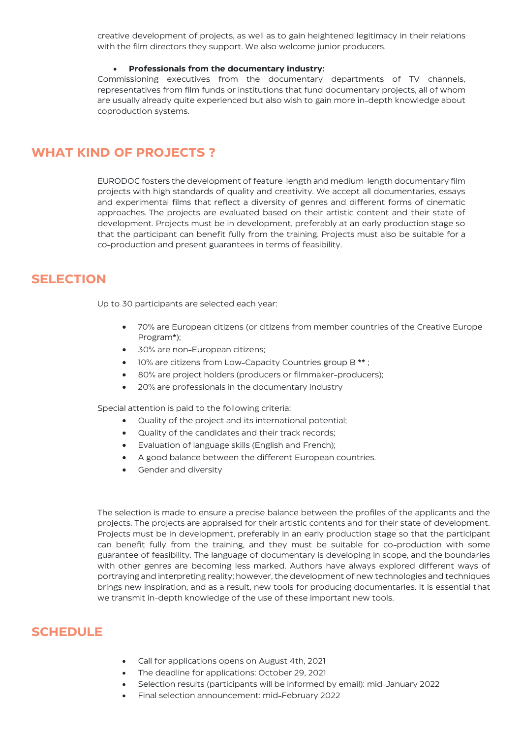creative development of projects, as well as to gain heightened legitimacy in their relations with the film directors they support. We also welcome junior producers.

- **Professionals from the documentary industry:**

Commissioning executives from the documentary departments of TV channels, representatives from film funds or institutions that fund documentary projects, all of whom are usually already quite experienced but also wish to gain more in-depth knowledge about coproduction systems.

## WHAT KIND OF PROJECTS ?

EURODOC fosters the development of feature-length and medium-length documentary film projects with high standards of quality and creativity. We accept all documentaries, essays and experimental films that reflect a diversity of genres and different forms of cinematic approaches. The projects are evaluated based on their artistic content and their state of development. Projects must be in development, preferably at an early production stage so that the participant can benefit fully from the training. Projects must also be suitable for a co-production and present guarantees in terms of feasibility.

## SELECTION

Up to 30 participants are selected each year:

- 70% are European citizens (or citizens from member countries of the Creative Europe Program**\***);
- 30% are non-European citizens;
- 10% are citizens from Low-Capacity Countries group B **\*\*** ;
- 80% are project holders (producers or filmmaker-producers);
- 20% are professionals in the documentary industry

Special attention is paid to the following criteria:

- Quality of the project and its international potential;
- Quality of the candidates and their track records;
- Evaluation of language skills (English and French);
- A good balance between the different European countries.
- Gender and diversity

The selection is made to ensure a precise balance between the profiles of the applicants and the projects. The projects are appraised for their artistic contents and for their state of development. Projects must be in development, preferably in an early production stage so that the participant can benefit fully from the training, and they must be suitable for co-production with some guarantee of feasibility. The language of documentary is developing in scope, and the boundaries with other genres are becoming less marked. Authors have always explored different ways of portraying and interpreting reality; however, the development of new technologies and techniques brings new inspiration, and as a result, new tools for producing documentaries. It is essential that we transmit in-depth knowledge of the use of these important new tools.

## SCHEDULE

- Call for applications opens on August 4th, 2021
- The deadline for applications: October 29, 2021
- Selection results (participants will be informed by email): mid-January 2022
- Final selection announcement: mid-February 2022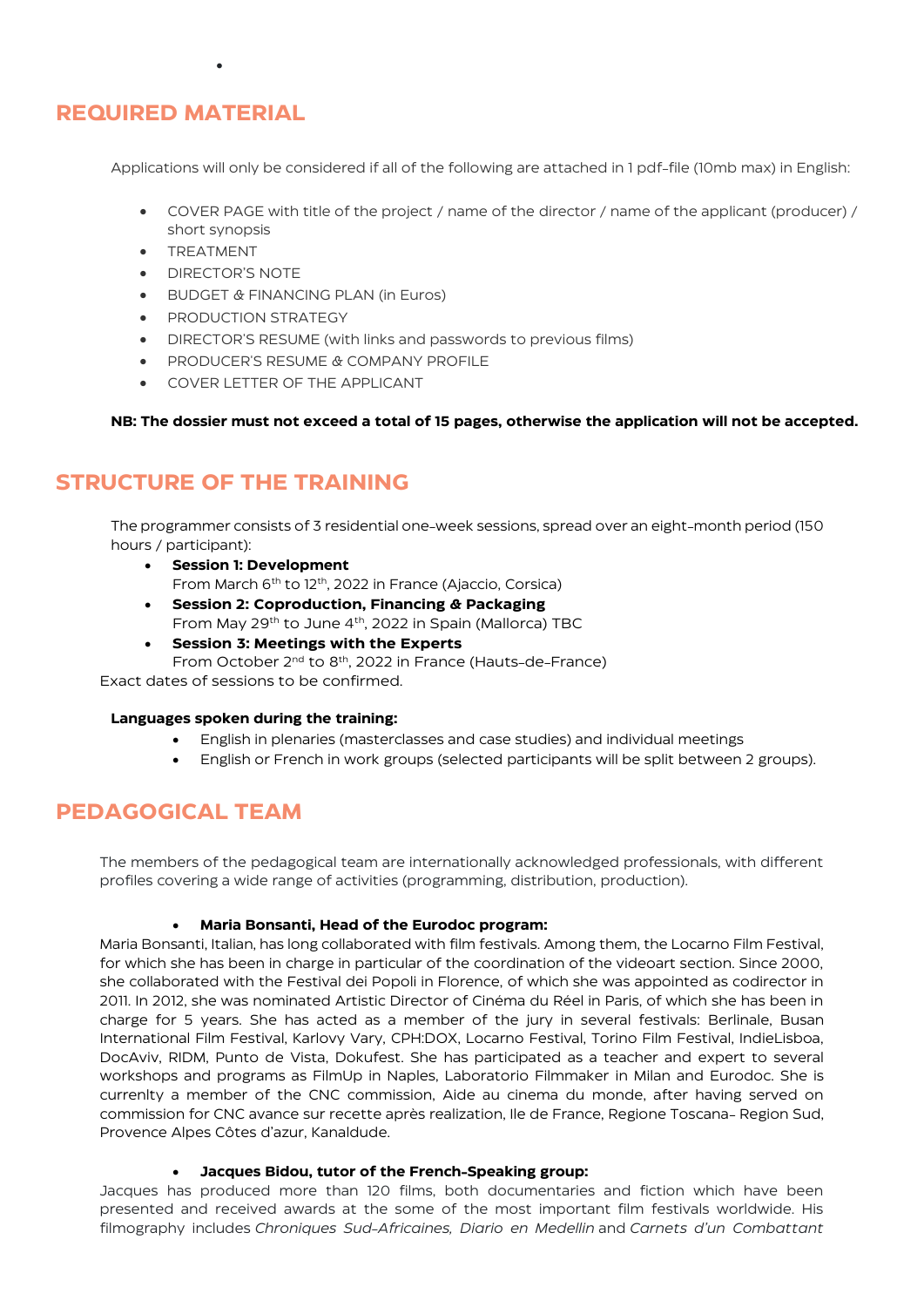## REQUIRED MATERIAL

Applications will only be considered if all of the following are attached in 1 pdf-file (10mb max) in English:

- COVER PAGE with title of the project / name of the director / name of the applicant (producer) / short synopsis
- TREATMENT
- DIRECTOR'S NOTE
- BUDGET & FINANCING PLAN (in Euros)
- PRODUCTION STRATEGY
- DIRECTOR'S RESUME (with links and passwords to previous films)
- PRODUCER'S RESUME & COMPANY PROFILE
- COVER LETTER OF THE APPLICANT

**NB: The dossier must not exceed a total of 15 pages, otherwise the application will not be accepted.**

## STRUCTURE OF THE TRAINING

The programmer consists of 3 residential one-week sessions, spread over an eight-month period (150 hours / participant):

- **Session 1: Development**
  From March 6th to 12th, 2022 in France (Ajaccio, Corsica)
- **Session 2: Coproduction, Financing & Packaging**
  From May 29th to June 4th, 2022 in Spain (Mallorca) TBC
- **Session 3: Meetings with the Experts**
  From October 2nd to 8th, 2022 in France (Hauts-de-France)

Exact dates of sessions to be confirmed.

**Languages spoken during the training:**

- English in plenaries (masterclasses and case studies) and individual meetings
- English or French in work groups (selected participants will be split between 2 groups).

## PEDAGOGICAL TEAM

The members of the pedagogical team are internationally acknowledged professionals, with different profiles covering a wide range of activities (programming, distribution, production).

- **Maria Bonsanti, Head of the Eurodoc program:**

Maria Bonsanti, Italian, has long collaborated with film festivals. Among them, the Locarno Film Festival, for which she has been in charge in particular of the coordination of the videoart section. Since 2000, she collaborated with the Festival dei Popoli in Florence, of which she was appointed as codirector in 2011. In 2012, she was nominated Artistic Director of Cinéma du Réel in Paris, of which she has been in charge for 5 years. She has acted as a member of the jury in several festivals: Berlinale, Busan International Film Festival, Karlovy Vary, CPH:DOX, Locarno Festival, Torino Film Festival, IndieLisboa, DocAviv, RIDM, Punto de Vista, Dokufest. She has participated as a teacher and expert to several workshops and programs as FilmUp in Naples, Laboratorio Filmmaker in Milan and Eurodoc. She is currenlty a member of the CNC commission, Aide au cinema du monde, after having served on commission for CNC avance sur recette après realization, Ile de France, Regione Toscana- Region Sud, Provence Alpes Côtes d'azur, Kanaldude.

- **Jacques Bidou, tutor of the French-Speaking group:**

Jacques has produced more than 120 films, both documentaries and fiction which have been presented and received awards at the some of the most important film festivals worldwide. His filmography includes *Chroniques Sud-Africaines, Diario en Medellin* and *Carnets d'un Combattant*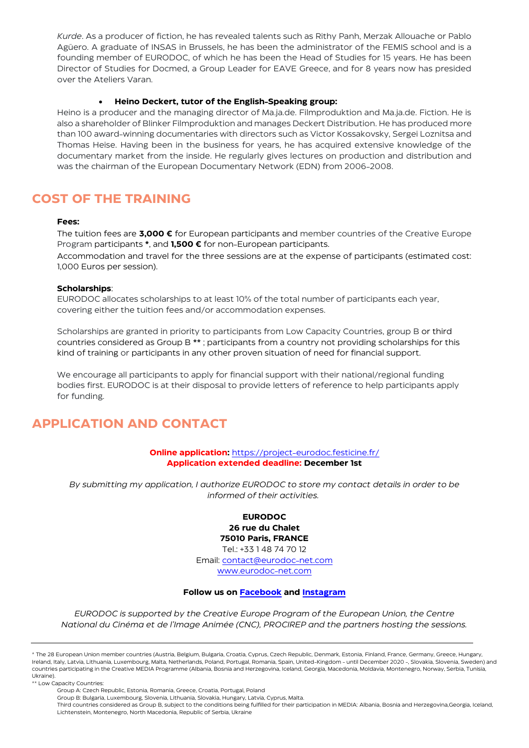*Kurde*. As a producer of fiction, he has revealed talents such as Rithy Panh, Merzak Allouache or Pablo Agüero. A graduate of INSAS in Brussels, he has been the administrator of the FEMIS school and is a founding member of EURODOC, of which he has been the Head of Studies for 15 years. He has been Director of Studies for Docmed, a Group Leader for EAVE Greece, and for 8 years now has presided over the Ateliers Varan.

- **Heino Deckert, tutor of the English-Speaking group:**

Heino is a producer and the managing director of Ma.ja.de. Filmproduktion and Ma.ja.de. Fiction. He is also a shareholder of Blinker Filmproduktion and manages Deckert Distribution. He has produced more than 100 award-winning documentaries with directors such as Victor Kossakovsky, Sergei Loznitsa and Thomas Heise. Having been in the business for years, he has acquired extensive knowledge of the documentary market from the inside. He regularly gives lectures on production and distribution and was the chairman of the European Documentary Network (EDN) from 2006-2008.

## COST OF THE TRAINING

**Fees:**

The tuition fees are **3,000 €** for European participants and member countries of the Creative Europe Program participants **\***, and **1,500 €** for non-European participants.

Accommodation and travel for the three sessions are at the expense of participants (estimated cost: 1,000 Euros per session).

**Scholarships**:

EURODOC allocates scholarships to at least 10% of the total number of participants each year, covering either the tuition fees and/or accommodation expenses.

Scholarships are granted in priority to participants from Low Capacity Countries, group B or third countries considered as Group B **\*\*** ; participants from a country not providing scholarships for this kind of training or participants in any other proven situation of need for financial support.

We encourage all participants to apply for financial support with their national/regional funding bodies first. EURODOC is at their disposal to provide letters of reference to help participants apply for funding.

## APPLICATION AND CONTACT

**Online application:** https://project-eurodoc.festicine.fr/
**Application extended deadline: December 1st**

*By submitting my application, I authorize EURODOC to store my contact details in order to be informed of their activities.*

**EURODOC**
**26 rue du Chalet**
**75010 Paris, FRANCE**
Tel.: +33 1 48 74 70 12
Email: contact@eurodoc-net.com
www.eurodoc-net.com

**Follow us on Facebook and Instagram**

*EURODOC is supported by the Creative Europe Program of the European Union, the Centre National du Cinéma et de l'Image Animée (CNC), PROCIREP and the partners hosting the sessions.*

---

\* The 28 European Union member countries (Austria, Belgium, Bulgaria, Croatia, Cyprus, Czech Republic, Denmark, Estonia, Finland, France, Germany, Greece, Hungary, Ireland, Italy, Latvia, Lithuania, Luxembourg, Malta, Netherlands, Poland, Portugal, Romania, Spain, United-Kingdom - until December 2020 -, Slovakia, Slovenia, Sweden) and countries participating in the Creative MEDIA Programme (Albania, Bosnia and Herzegovina, Iceland, Georgia, Macedonia, Moldavia, Montenegro, Norway, Serbia, Tunisia, Ukraine).

\*\* Low Capacity Countries:

Group A: Czech Republic, Estonia, Romania, Greece, Croatia, Portugal, Poland

Group B: Bulgaria, Luxembourg, Slovenia, Lithuania, Slovakia, Hungary, Latvia, Cyprus, Malta.

Third countries considered as Group B, subject to the conditions being fulfilled for their participation in MEDIA: Albania, Bosnia and Herzegovina,Georgia, Iceland, Lichtenstein, Montenegro, North Macedonia, Republic of Serbia, Ukraine